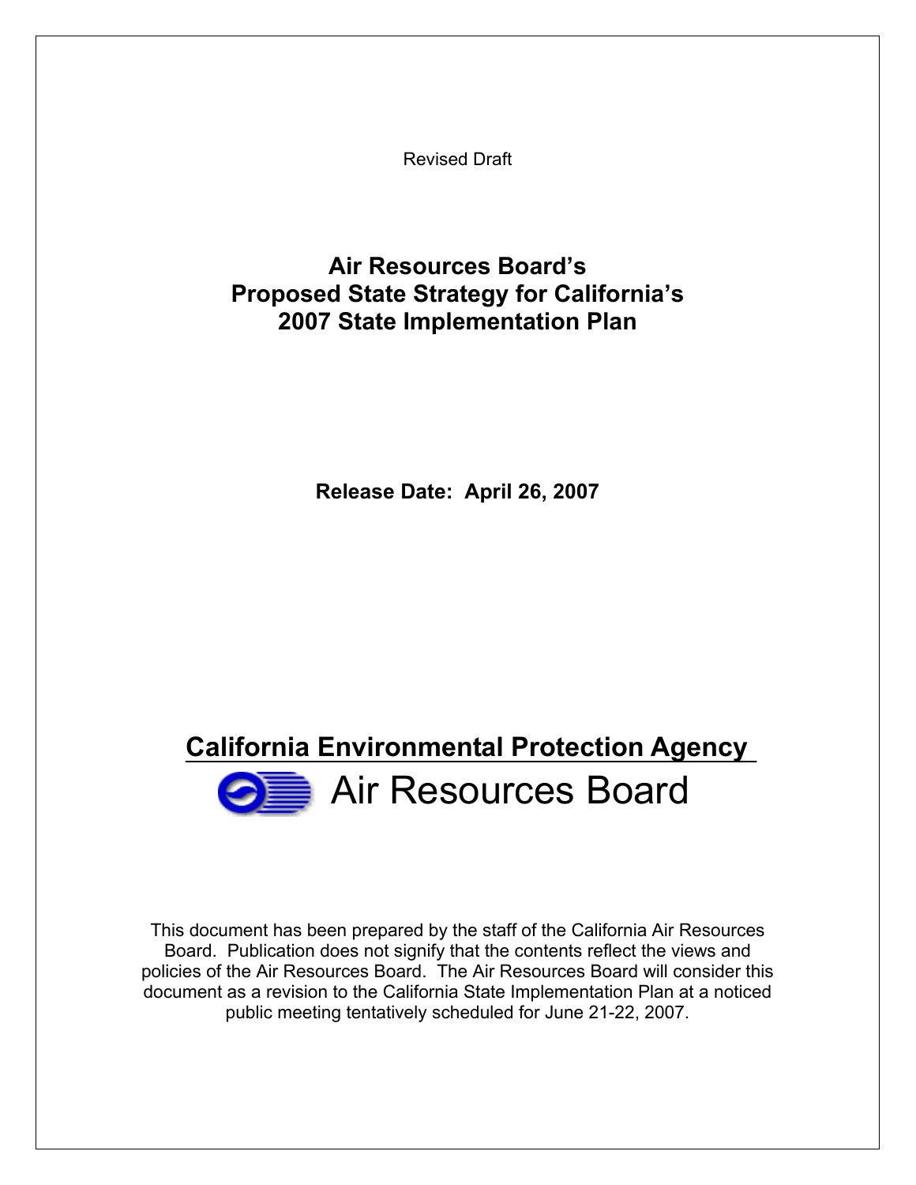Revised Draft

# Air Resources Board's Proposed State Strategy for California's 2007 State Implementation Plan

**Release Date: April 26, 2007**

## California Environmental Protection Agency

## Air Resources Board

This document has been prepared by the staff of the California Air Resources Board. Publication does not signify that the contents reflect the views and policies of the Air Resources Board. The Air Resources Board will consider this document as a revision to the California State Implementation Plan at a noticed public meeting tentatively scheduled for June 21-22, 2007.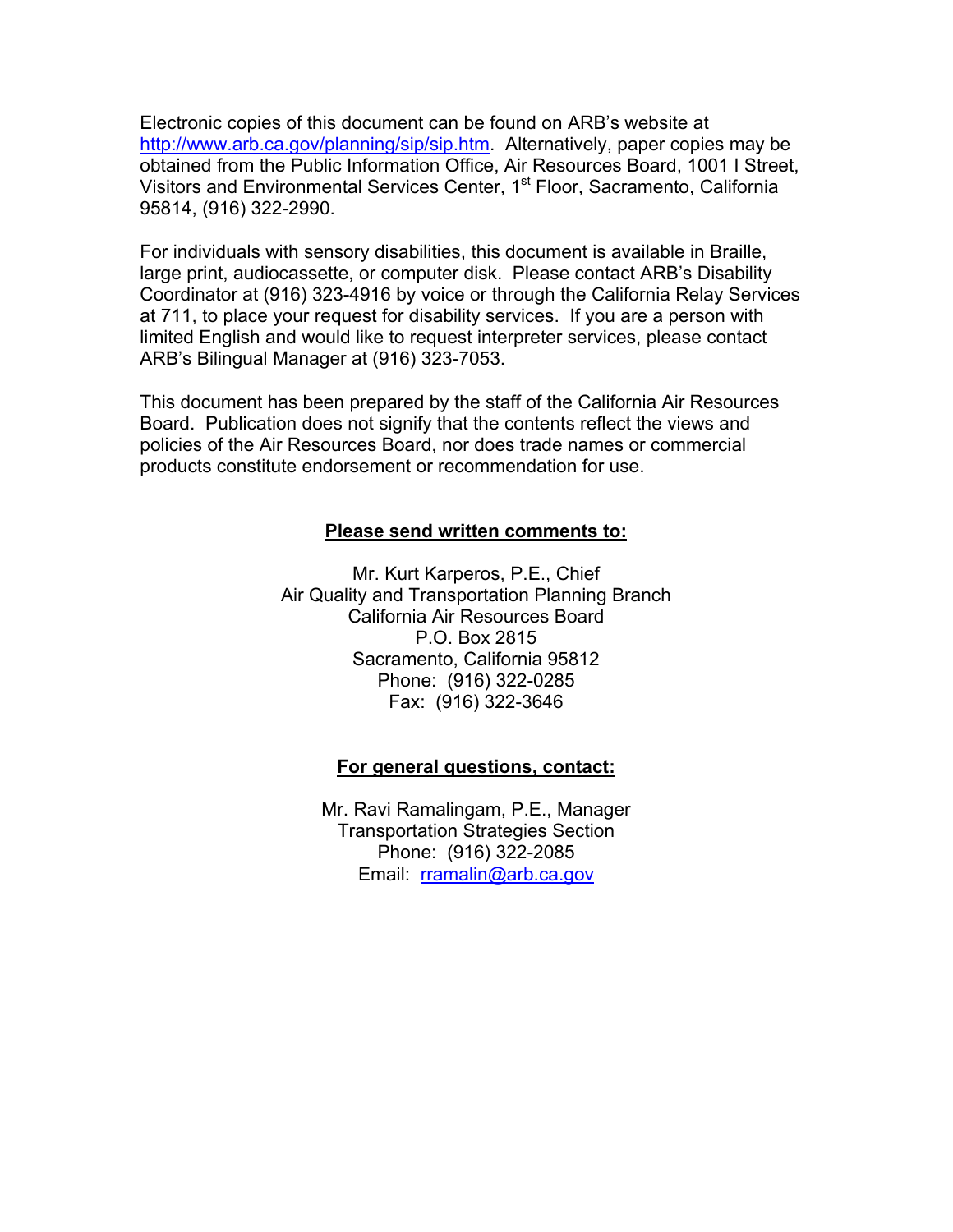Electronic copies of this document can be found on ARB's website at http://www.arb.ca.gov/planning/sip/sip.htm. Alternatively, paper copies may be obtained from the Public Information Office, Air Resources Board, 1001 I Street, Visitors and Environmental Services Center, 1st Floor, Sacramento, California 95814, (916) 322-2990.

For individuals with sensory disabilities, this document is available in Braille, large print, audiocassette, or computer disk. Please contact ARB's Disability Coordinator at (916) 323-4916 by voice or through the California Relay Services at 711, to place your request for disability services. If you are a person with limited English and would like to request interpreter services, please contact ARB's Bilingual Manager at (916) 323-7053.

This document has been prepared by the staff of the California Air Resources Board. Publication does not signify that the contents reflect the views and policies of the Air Resources Board, nor does trade names or commercial products constitute endorsement or recommendation for use.

**Please send written comments to:**

Mr. Kurt Karperos, P.E., Chief
Air Quality and Transportation Planning Branch
California Air Resources Board
P.O. Box 2815
Sacramento, California 95812
Phone: (916) 322-0285
Fax: (916) 322-3646

**For general questions, contact:**

Mr. Ravi Ramalingam, P.E., Manager
Transportation Strategies Section
Phone: (916) 322-2085
Email: rramalin@arb.ca.gov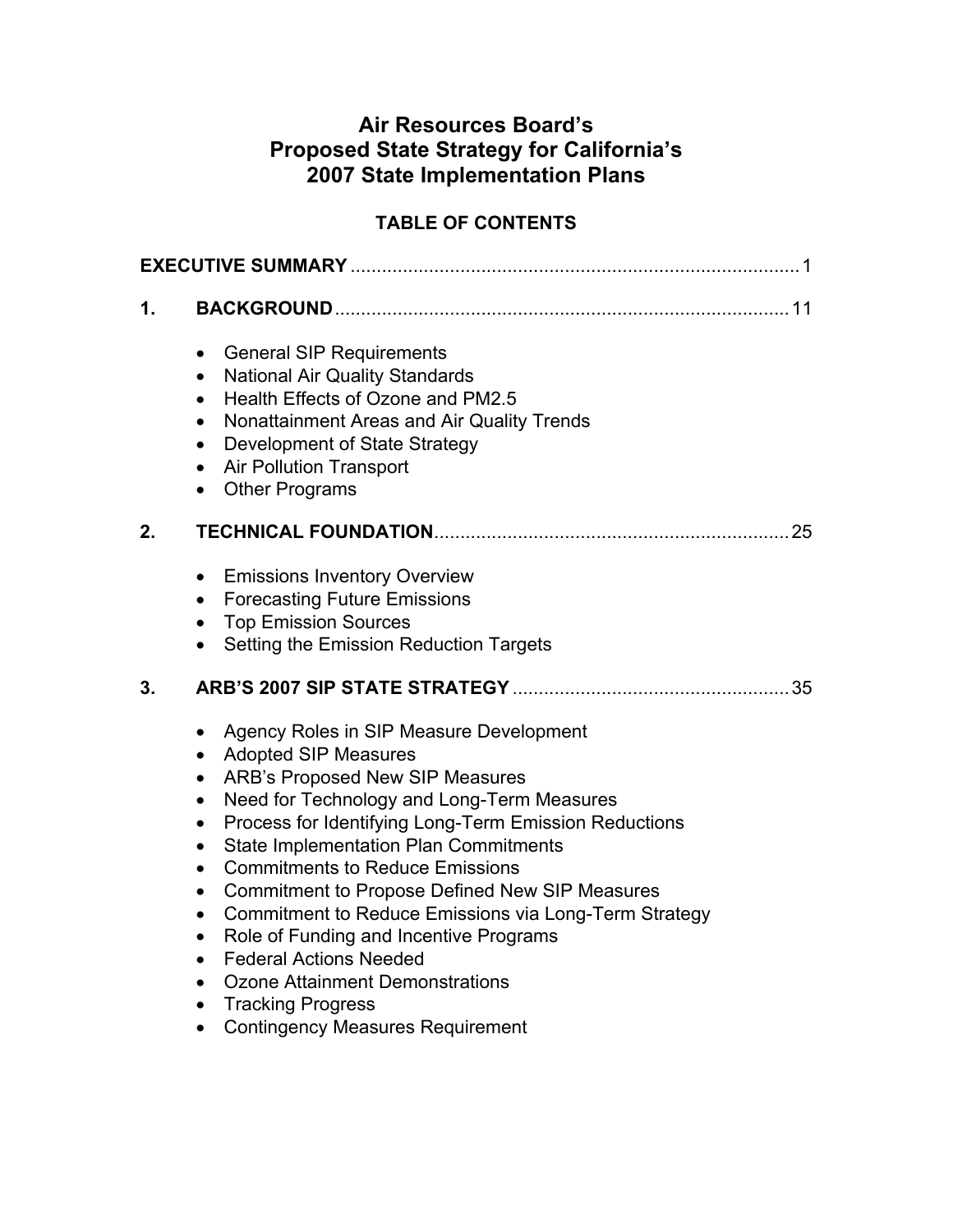# Air Resources Board's Proposed State Strategy for California's 2007 State Implementation Plans

## TABLE OF CONTENTS

**EXECUTIVE SUMMARY** ..................................................................................... 1

**1. BACKGROUND** ...................................................................................... 11

- General SIP Requirements
- National Air Quality Standards
- Health Effects of Ozone and PM2.5
- Nonattainment Areas and Air Quality Trends
- Development of State Strategy
- Air Pollution Transport
- Other Programs

**2. TECHNICAL FOUNDATION** ................................................................... 25

- Emissions Inventory Overview
- Forecasting Future Emissions
- Top Emission Sources
- Setting the Emission Reduction Targets

**3. ARB'S 2007 SIP STATE STRATEGY** .................................................... 35

- Agency Roles in SIP Measure Development
- Adopted SIP Measures
- ARB's Proposed New SIP Measures
- Need for Technology and Long-Term Measures
- Process for Identifying Long-Term Emission Reductions
- State Implementation Plan Commitments
- Commitments to Reduce Emissions
- Commitment to Propose Defined New SIP Measures
- Commitment to Reduce Emissions via Long-Term Strategy
- Role of Funding and Incentive Programs
- Federal Actions Needed
- Ozone Attainment Demonstrations
- Tracking Progress
- Contingency Measures Requirement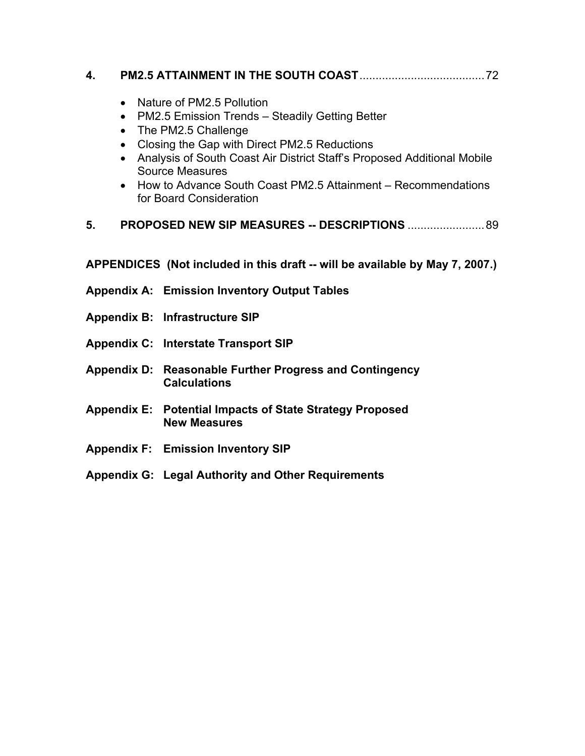**4. PM2.5 ATTAINMENT IN THE SOUTH COAST** ....................................... 72

- Nature of PM2.5 Pollution
- PM2.5 Emission Trends – Steadily Getting Better
- The PM2.5 Challenge
- Closing the Gap with Direct PM2.5 Reductions
- Analysis of South Coast Air District Staff's Proposed Additional Mobile Source Measures
- How to Advance South Coast PM2.5 Attainment – Recommendations for Board Consideration

**5. PROPOSED NEW SIP MEASURES -- DESCRIPTIONS** ........................ 89

**APPENDICES (Not included in this draft -- will be available by May 7, 2007.)**

**Appendix A: Emission Inventory Output Tables**

**Appendix B: Infrastructure SIP**

**Appendix C: Interstate Transport SIP**

**Appendix D: Reasonable Further Progress and Contingency Calculations**

**Appendix E: Potential Impacts of State Strategy Proposed New Measures**

**Appendix F: Emission Inventory SIP**

**Appendix G: Legal Authority and Other Requirements**